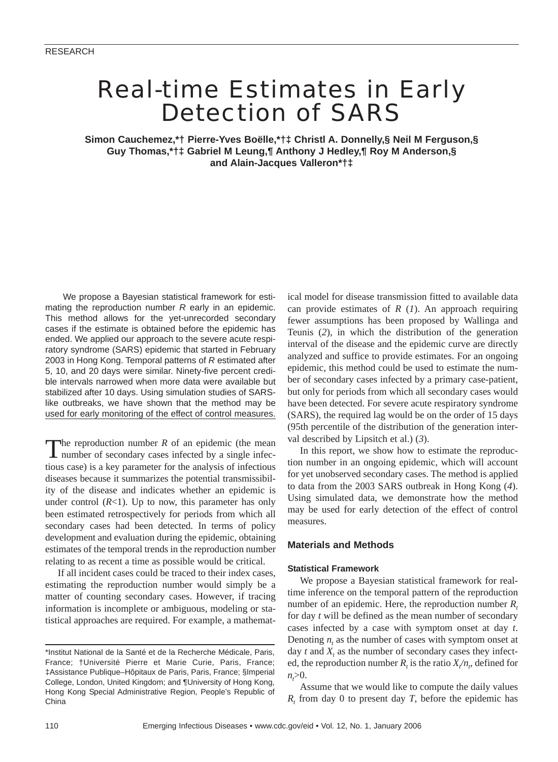RESEARCH

# Real-time Estimates in Early Detection of SARS

**Simon Cauchemez,*† Pierre-Yves Boëlle,*†‡ Christl A. Donnelly,§ Neil M Ferguson,§ Guy Thomas,*†‡ Gabriel M Leung,¶ Anthony J Hedley,¶ Roy M Anderson,§ and Alain-Jacques Valleron*†‡**

We propose a Bayesian statistical framework for estimating the reproduction number *R* early in an epidemic. This method allows for the yet-unrecorded secondary cases if the estimate is obtained before the epidemic has ended. We applied our approach to the severe acute respiratory syndrome (SARS) epidemic that started in February 2003 in Hong Kong. Temporal patterns of *R* estimated after 5, 10, and 20 days were similar. Ninety-five percent credible intervals narrowed when more data were available but stabilized after 10 days. Using simulation studies of SARS-like outbreaks, we have shown that the method may be used for early monitoring of the effect of control measures.

The reproduction number *R* of an epidemic (the mean number of secondary cases infected by a single infectious case) is a key parameter for the analysis of infectious diseases because it summarizes the potential transmissibility of the disease and indicates whether an epidemic is under control ($R<1$). Up to now, this parameter has only been estimated retrospectively for periods from which all secondary cases had been detected. In terms of policy development and evaluation during the epidemic, obtaining estimates of the temporal trends in the reproduction number relating to as recent a time as possible would be critical.

If all incident cases could be traced to their index cases, estimating the reproduction number would simply be a matter of counting secondary cases. However, if tracing information is incomplete or ambiguous, modeling or statistical approaches are required. For example, a mathematical model for disease transmission fitted to available data can provide estimates of *R* (*1*). An approach requiring fewer assumptions has been proposed by Wallinga and Teunis (*2*), in which the distribution of the generation interval of the disease and the epidemic curve are directly analyzed and suffice to provide estimates. For an ongoing epidemic, this method could be used to estimate the number of secondary cases infected by a primary case-patient, but only for periods from which all secondary cases would have been detected. For severe acute respiratory syndrome (SARS), the required lag would be on the order of 15 days (95th percentile of the distribution of the generation interval described by Lipsitch et al.) (*3*).

In this report, we show how to estimate the reproduction number in an ongoing epidemic, which will account for yet unobserved secondary cases. The method is applied to data from the 2003 SARS outbreak in Hong Kong (*4*). Using simulated data, we demonstrate how the method may be used for early detection of the effect of control measures.

## Materials and Methods

### Statistical Framework

We propose a Bayesian statistical framework for real-time inference on the temporal pattern of the reproduction number of an epidemic. Here, the reproduction number $R_t$ for day *t* will be defined as the mean number of secondary cases infected by a case with symptom onset at day *t*. Denoting $n_t$ as the number of cases with symptom onset at day *t* and $X_t$ as the number of secondary cases they infected, the reproduction number $R_t$ is the ratio $X_t/n_t$, defined for $n_t>0$.

Assume that we would like to compute the daily values $R_t$ from day 0 to present day *T*, before the epidemic has

*Institut National de la Santé et de la Recherche Médicale, Paris, France; †Université Pierre et Marie Curie, Paris, France; ‡Assistance Publique–Hôpitaux de Paris, Paris, France; §Imperial College, London, United Kingdom; and ¶University of Hong Kong, Hong Kong Special Administrative Region, People's Republic of China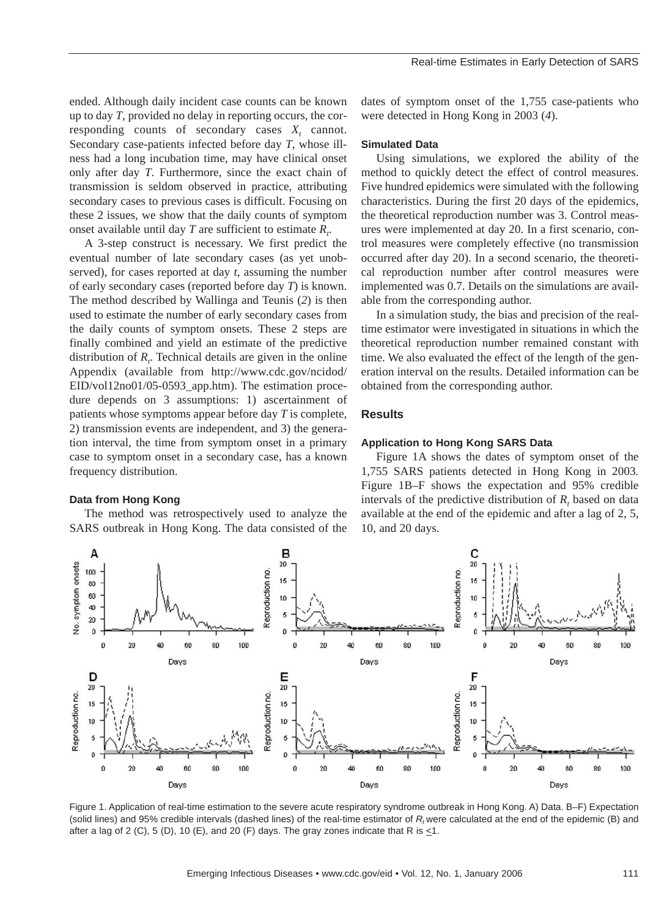ended. Although daily incident case counts can be known up to day $T$, provided no delay in reporting occurs, the corresponding counts of secondary cases $X_t$ cannot. Secondary case-patients infected before day $T$, whose illness had a long incubation time, may have clinical onset only after day $T$. Furthermore, since the exact chain of transmission is seldom observed in practice, attributing secondary cases to previous cases is difficult. Focusing on these 2 issues, we show that the daily counts of symptom onset available until day $T$ are sufficient to estimate $R_t$.

A 3-step construct is necessary. We first predict the eventual number of late secondary cases (as yet unobserved), for cases reported at day $t$, assuming the number of early secondary cases (reported before day $T$) is known. The method described by Wallinga and Teunis (*2*) is then used to estimate the number of early secondary cases from the daily counts of symptom onsets. These 2 steps are finally combined and yield an estimate of the predictive distribution of $R_t$. Technical details are given in the online Appendix (available from http://www.cdc.gov/ncidod/EID/vol12no01/05-0593_app.htm). The estimation procedure depends on 3 assumptions: 1) ascertainment of patients whose symptoms appear before day $T$ is complete, 2) transmission events are independent, and 3) the generation interval, the time from symptom onset in a primary case to symptom onset in a secondary case, has a known frequency distribution.

### Data from Hong Kong

The method was retrospectively used to analyze the SARS outbreak in Hong Kong. The data consisted of the dates of symptom onset of the 1,755 case-patients who were detected in Hong Kong in 2003 (*4*).

### Simulated Data

Using simulations, we explored the ability of the method to quickly detect the effect of control measures. Five hundred epidemics were simulated with the following characteristics. During the first 20 days of the epidemics, the theoretical reproduction number was 3. Control measures were implemented at day 20. In a first scenario, control measures were completely effective (no transmission occurred after day 20). In a second scenario, the theoretical reproduction number after control measures were implemented was 0.7. Details on the simulations are available from the corresponding author.

In a simulation study, the bias and precision of the real-time estimator were investigated in situations in which the theoretical reproduction number remained constant with time. We also evaluated the effect of the length of the generation interval on the results. Detailed information can be obtained from the corresponding author.

## Results

### Application to Hong Kong SARS Data

Figure 1A shows the dates of symptom onset of the 1,755 SARS patients detected in Hong Kong in 2003. Figure 1B–F shows the expectation and 95% credible intervals of the predictive distribution of $R_t$ based on data available at the end of the epidemic and after a lag of 2, 5, 10, and 20 days.

Figure 1. Application of real-time estimation to the severe acute respiratory syndrome outbreak in Hong Kong. A) Data. B–F) Expectation (solid lines) and 95% credible intervals (dashed lines) of the real-time estimator of $R_t$ were calculated at the end of the epidemic (B) and after a lag of 2 (C), 5 (D), 10 (E), and 20 (F) days. The gray zones indicate that R is $\leq$1.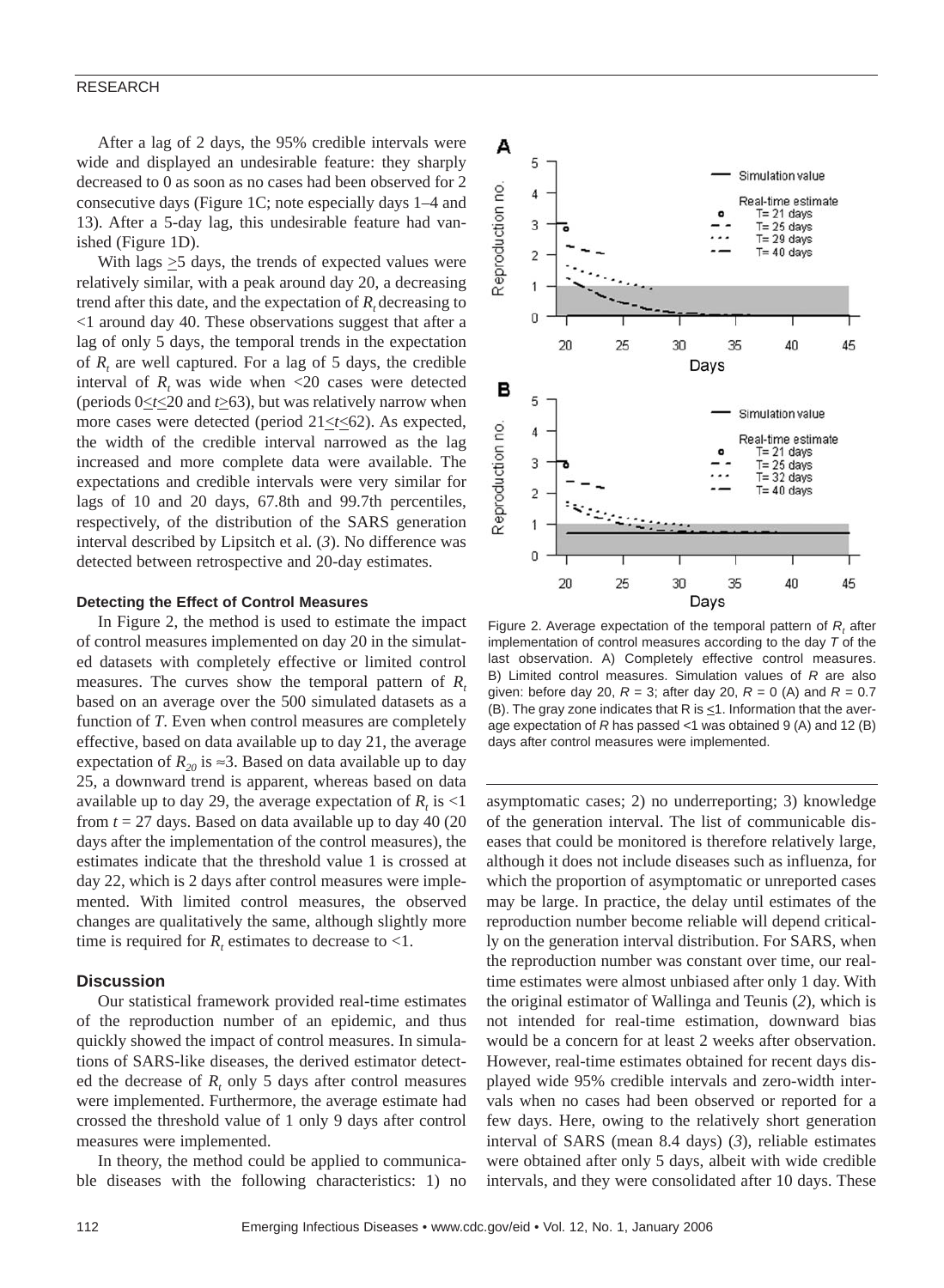After a lag of 2 days, the 95% credible intervals were wide and displayed an undesirable feature: they sharply decreased to 0 as soon as no cases had been observed for 2 consecutive days (Figure 1C; note especially days 1–4 and 13). After a 5-day lag, this undesirable feature had vanished (Figure 1D).

With lags ≥5 days, the trends of expected values were relatively similar, with a peak around day 20, a decreasing trend after this date, and the expectation of $R_t$ decreasing to <1 around day 40. These observations suggest that after a lag of only 5 days, the temporal trends in the expectation of $R_t$ are well captured. For a lag of 5 days, the credible interval of $R_t$ was wide when <20 cases were detected (periods $0 \leq t \leq 20$ and $t \geq 63$), but was relatively narrow when more cases were detected (period $21 \leq t \leq 62$). As expected, the width of the credible interval narrowed as the lag increased and more complete data were available. The expectations and credible intervals were very similar for lags of 10 and 20 days, 67.8th and 99.7th percentiles, respectively, of the distribution of the SARS generation interval described by Lipsitch et al. (*3*). No difference was detected between retrospective and 20-day estimates.

### Detecting the Effect of Control Measures

In Figure 2, the method is used to estimate the impact of control measures implemented on day 20 in the simulated datasets with completely effective or limited control measures. The curves show the temporal pattern of $R_t$ based on an average over the 500 simulated datasets as a function of *T*. Even when control measures are completely effective, based on data available up to day 21, the average expectation of $R_{20}$ is ≈3. Based on data available up to day 25, a downward trend is apparent, whereas based on data available up to day 29, the average expectation of $R_t$ is <1 from $t = 27$ days. Based on data available up to day 40 (20 days after the implementation of the control measures), the estimates indicate that the threshold value 1 is crossed at day 22, which is 2 days after control measures were implemented. With limited control measures, the observed changes are qualitatively the same, although slightly more time is required for $R_t$ estimates to decrease to <1.

Figure 2. Average expectation of the temporal pattern of $R_t$ after implementation of control measures according to the day *T* of the last observation. A) Completely effective control measures. B) Limited control measures. Simulation values of *R* are also given: before day 20, $R = 3$; after day 20, $R = 0$ (A) and $R = 0.7$ (B). The gray zone indicates that R is ≤1. Information that the average expectation of *R* has passed <1 was obtained 9 (A) and 12 (B) days after control measures were implemented.

## Discussion

Our statistical framework provided real-time estimates of the reproduction number of an epidemic, and thus quickly showed the impact of control measures. In simulations of SARS-like diseases, the derived estimator detected the decrease of $R_t$ only 5 days after control measures were implemented. Furthermore, the average estimate had crossed the threshold value of 1 only 9 days after control measures were implemented.

In theory, the method could be applied to communicable diseases with the following characteristics: 1) no asymptomatic cases; 2) no underreporting; 3) knowledge of the generation interval. The list of communicable diseases that could be monitored is therefore relatively large, although it does not include diseases such as influenza, for which the proportion of asymptomatic or unreported cases may be large. In practice, the delay until estimates of the reproduction number become reliable will depend critically on the generation interval distribution. For SARS, when the reproduction number was constant over time, our real-time estimates were almost unbiased after only 1 day. With the original estimator of Wallinga and Teunis (*2*), which is not intended for real-time estimation, downward bias would be a concern for at least 2 weeks after observation. However, real-time estimates obtained for recent days displayed wide 95% credible intervals and zero-width intervals when no cases had been observed or reported for a few days. Here, owing to the relatively short generation interval of SARS (mean 8.4 days) (*3*), reliable estimates were obtained after only 5 days, albeit with wide credible intervals, and they were consolidated after 10 days. These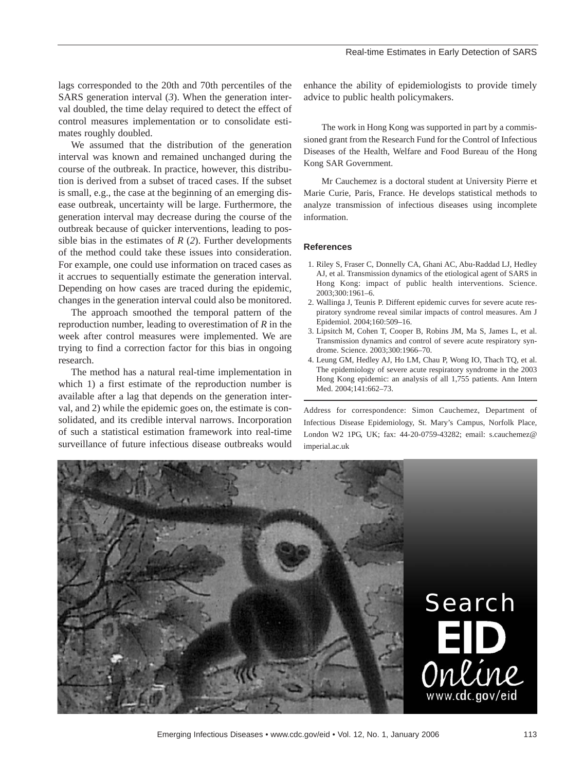lags corresponded to the 20th and 70th percentiles of the SARS generation interval (*3*). When the generation interval doubled, the time delay required to detect the effect of control measures implementation or to consolidate estimates roughly doubled.

We assumed that the distribution of the generation interval was known and remained unchanged during the course of the outbreak. In practice, however, this distribution is derived from a subset of traced cases. If the subset is small, e.g., the case at the beginning of an emerging disease outbreak, uncertainty will be large. Furthermore, the generation interval may decrease during the course of the outbreak because of quicker interventions, leading to possible bias in the estimates of $R$ (*2*). Further developments of the method could take these issues into consideration. For example, one could use information on traced cases as it accrues to sequentially estimate the generation interval. Depending on how cases are traced during the epidemic, changes in the generation interval could also be monitored.

The approach smoothed the temporal pattern of the reproduction number, leading to overestimation of $R$ in the week after control measures were implemented. We are trying to find a correction factor for this bias in ongoing research.

The method has a natural real-time implementation in which 1) a first estimate of the reproduction number is available after a lag that depends on the generation interval, and 2) while the epidemic goes on, the estimate is consolidated, and its credible interval narrows. Incorporation of such a statistical estimation framework into real-time surveillance of future infectious disease outbreaks would enhance the ability of epidemiologists to provide timely advice to public health policymakers.

The work in Hong Kong was supported in part by a commissioned grant from the Research Fund for the Control of Infectious Diseases of the Health, Welfare and Food Bureau of the Hong Kong SAR Government.

Mr Cauchemez is a doctoral student at University Pierre et Marie Curie, Paris, France. He develops statistical methods to analyze transmission of infectious diseases using incomplete information.

### References

1. Riley S, Fraser C, Donnelly CA, Ghani AC, Abu-Raddad LJ, Hedley AJ, et al. Transmission dynamics of the etiological agent of SARS in Hong Kong: impact of public health interventions. Science. 2003;300:1961–6.
2. Wallinga J, Teunis P. Different epidemic curves for severe acute respiratory syndrome reveal similar impacts of control measures. Am J Epidemiol. 2004;160:509–16.
3. Lipsitch M, Cohen T, Cooper B, Robins JM, Ma S, James L, et al. Transmission dynamics and control of severe acute respiratory syndrome. Science. 2003;300:1966–70.
4. Leung GM, Hedley AJ, Ho LM, Chau P, Wong IO, Thach TQ, et al. The epidemiology of severe acute respiratory syndrome in the 2003 Hong Kong epidemic: an analysis of all 1,755 patients. Ann Intern Med. 2004;141:662–73.

Address for correspondence: Simon Cauchemez, Department of Infectious Disease Epidemiology, St. Mary's Campus, Norfolk Place, London W2 1PG, UK; fax: 44-20-0759-43282; email: s.cauchemez@imperial.ac.uk

Search EID Online
www.cdc.gov/eid